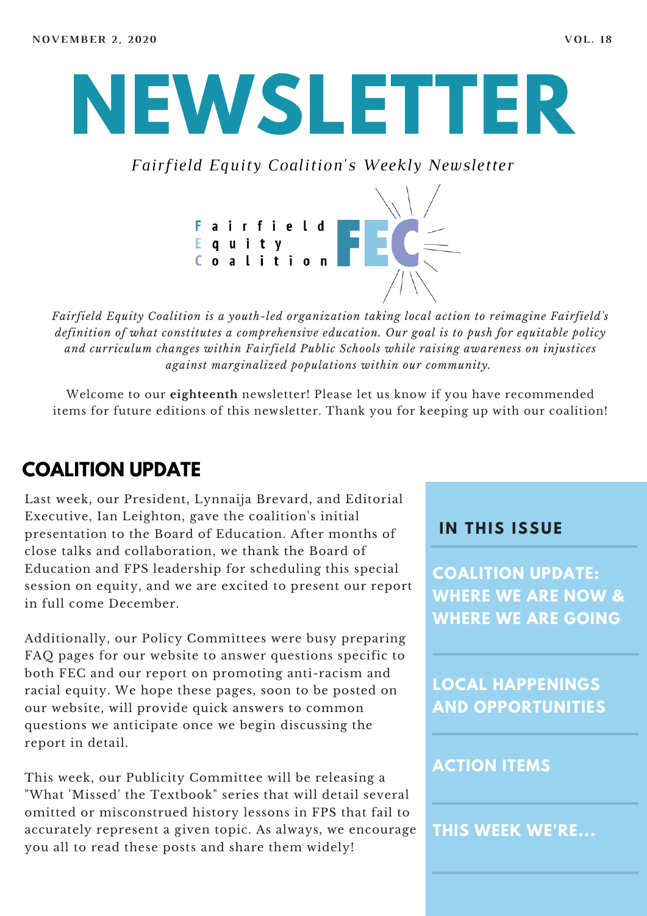NOVEMBER 2, 2020 VOL. 18

# NEWSLETTER

*Fairfield Equity Coalition's Weekly Newsletter*

**F**airfield
**E**quity
**C**oalition

FEC

*Fairfield Equity Coalition is a youth-led organization taking local action to reimagine Fairfield's definition of what constitutes a comprehensive education. Our goal is to push for equitable policy and curriculum changes within Fairfield Public Schools while raising awareness on injustices against marginalized populations within our community.*

Welcome to our **eighteenth** newsletter! Please let us know if you have recommended items for future editions of this newsletter. Thank you for keeping up with our coalition!

## COALITION UPDATE

Last week, our President, Lynnaija Brevard, and Editorial Executive, Ian Leighton, gave the coalition's initial presentation to the Board of Education. After months of close talks and collaboration, we thank the Board of Education and FPS leadership for scheduling this special session on equity, and we are excited to present our report in full come December.

Additionally, our Policy Committees were busy preparing FAQ pages for our website to answer questions specific to both FEC and our report on promoting anti-racism and racial equity. We hope these pages, soon to be posted on our website, will provide quick answers to common questions we anticipate once we begin discussing the report in detail.

This week, our Publicity Committee will be releasing a "What 'Missed' the Textbook" series that will detail several omitted or misconstrued history lessons in FPS that fail to accurately represent a given topic. As always, we encourage you all to read these posts and share them widely!

### IN THIS ISSUE

- COALITION UPDATE: WHERE WE ARE NOW & WHERE WE ARE GOING
- LOCAL HAPPENINGS AND OPPORTUNITIES
- ACTION ITEMS
- THIS WEEK WE'RE...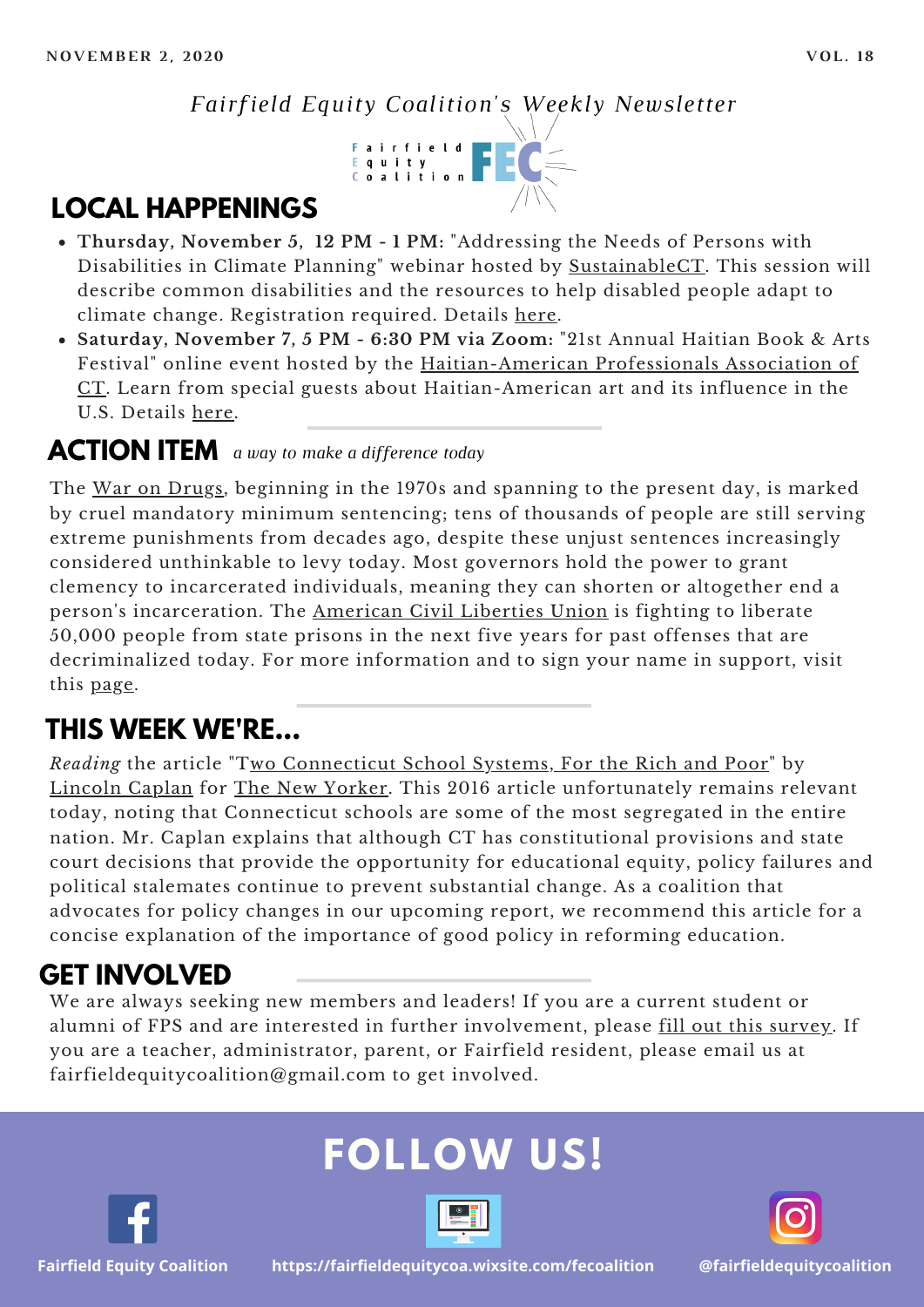NOVEMBER 2, 2020 VOL. 18

*Fairfield Equity Coalition's Weekly Newsletter*

Fairfield Equity Coalition FEC

## LOCAL HAPPENINGS

- **Thursday, November 5, 12 PM - 1 PM:** "Addressing the Needs of Persons with Disabilities in Climate Planning" webinar hosted by SustainableCT. This session will describe common disabilities and the resources to help disabled people adapt to climate change. Registration required. Details here.
- **Saturday, November 7, 5 PM - 6:30 PM via Zoom:** "21st Annual Haitian Book & Arts Festival" online event hosted by the Haitian-American Professionals Association of CT. Learn from special guests about Haitian-American art and its influence in the U.S. Details here.

## ACTION ITEM *a way to make a difference today*

The War on Drugs, beginning in the 1970s and spanning to the present day, is marked by cruel mandatory minimum sentencing; tens of thousands of people are still serving extreme punishments from decades ago, despite these unjust sentences increasingly considered unthinkable to levy today. Most governors hold the power to grant clemency to incarcerated individuals, meaning they can shorten or altogether end a person's incarceration. The American Civil Liberties Union is fighting to liberate 50,000 people from state prisons in the next five years for past offenses that are decriminalized today. For more information and to sign your name in support, visit this page.

## THIS WEEK WE'RE...

*Reading* the article "Two Connecticut School Systems, For the Rich and Poor" by Lincoln Caplan for The New Yorker. This 2016 article unfortunately remains relevant today, noting that Connecticut schools are some of the most segregated in the entire nation. Mr. Caplan explains that although CT has constitutional provisions and state court decisions that provide the opportunity for educational equity, policy failures and political stalemates continue to prevent substantial change. As a coalition that advocates for policy changes in our upcoming report, we recommend this article for a concise explanation of the importance of good policy in reforming education.

## GET INVOLVED

We are always seeking new members and leaders! If you are a current student or alumni of FPS and are interested in further involvement, please fill out this survey. If you are a teacher, administrator, parent, or Fairfield resident, please email us at fairfieldequitycoalition@gmail.com to get involved.

## FOLLOW US!

Fairfield Equity Coalition

https://fairfieldequitycoa.wixsite.com/fecoalition

@fairfieldequitycoalition